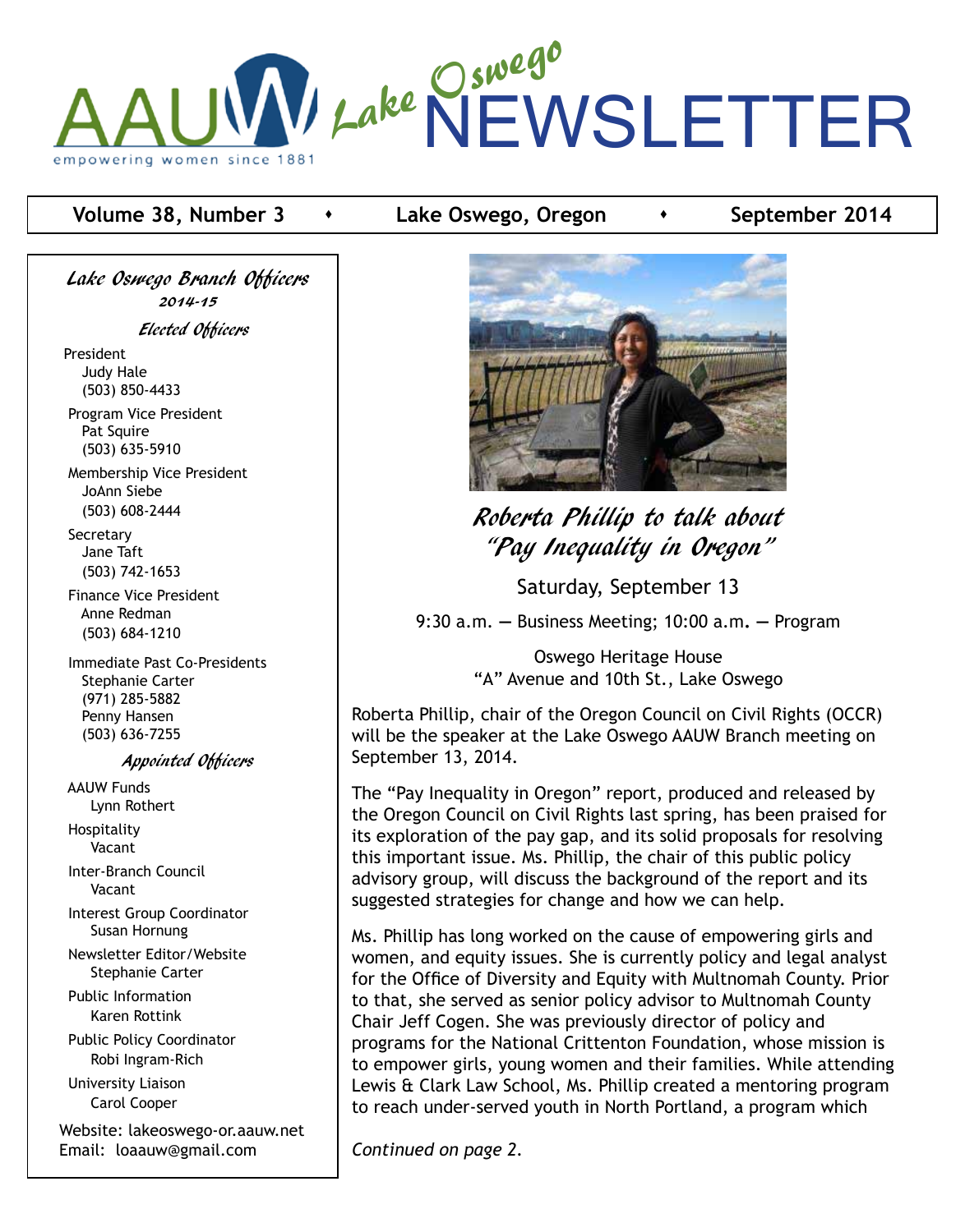# AAUW Lake Oswego NEWSLETTER

empowering women since 1881

**Volume 38, Number 3 • Lake Oswego, Oregon • September 2014**

## *Lake Oswego Branch Officers*

*2014-15*

### *Elected Officers*

President
Judy Hale
(503) 850-4433

Program Vice President
Pat Squire
(503) 635-5910

Membership Vice President
JoAnn Siebe
(503) 608-2444

Secretary
Jane Taft
(503) 742-1653

Finance Vice President
Anne Redman
(503) 684-1210

Immediate Past Co-Presidents
Stephanie Carter
(971) 285-5882
Penny Hansen
(503) 636-7255

### *Appointed Officers*

AAUW Funds
Lynn Rothert

Hospitality
Vacant

Inter-Branch Council
Vacant

Interest Group Coordinator
Susan Hornung

Newsletter Editor/Website
Stephanie Carter

Public Information
Karen Rottink

Public Policy Coordinator
Robi Ingram-Rich

University Liaison
Carol Cooper

Website: lakeoswego-or.aauw.net
Email: loaauw@gmail.com

## *Roberta Phillip to talk about "Pay Inequality in Oregon"*

Saturday, September 13

9:30 a.m. — Business Meeting; 10:00 a.m. — Program

Oswego Heritage House
"A" Avenue and 10th St., Lake Oswego

Roberta Phillip, chair of the Oregon Council on Civil Rights (OCCR) will be the speaker at the Lake Oswego AAUW Branch meeting on September 13, 2014.

The "Pay Inequality in Oregon" report, produced and released by the Oregon Council on Civil Rights last spring, has been praised for its exploration of the pay gap, and its solid proposals for resolving this important issue. Ms. Phillip, the chair of this public policy advisory group, will discuss the background of the report and its suggested strategies for change and how we can help.

Ms. Phillip has long worked on the cause of empowering girls and women, and equity issues. She is currently policy and legal analyst for the Office of Diversity and Equity with Multnomah County. Prior to that, she served as senior policy advisor to Multnomah County Chair Jeff Cogen. She was previously director of policy and programs for the National Crittenton Foundation, whose mission is to empower girls, young women and their families. While attending Lewis & Clark Law School, Ms. Phillip created a mentoring program to reach under-served youth in North Portland, a program which

*Continued on page 2.*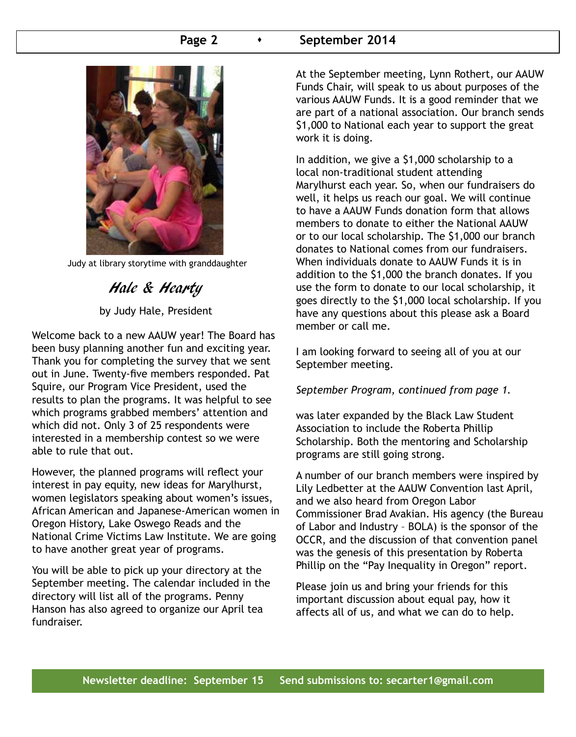Judy at library storytime with granddaughter

## *Hale & Hearty*

by Judy Hale, President

Welcome back to a new AAUW year! The Board has been busy planning another fun and exciting year. Thank you for completing the survey that we sent out in June. Twenty-five members responded. Pat Squire, our Program Vice President, used the results to plan the programs. It was helpful to see which programs grabbed members' attention and which did not. Only 3 of 25 respondents were interested in a membership contest so we were able to rule that out.

However, the planned programs will reflect your interest in pay equity, new ideas for Marylhurst, women legislators speaking about women's issues, African American and Japanese-American women in Oregon History, Lake Oswego Reads and the National Crime Victims Law Institute. We are going to have another great year of programs.

You will be able to pick up your directory at the September meeting. The calendar included in the directory will list all of the programs. Penny Hanson has also agreed to organize our April tea fundraiser.

At the September meeting, Lynn Rothert, our AAUW Funds Chair, will speak to us about purposes of the various AAUW Funds. It is a good reminder that we are part of a national association. Our branch sends $1,000 to National each year to support the great work it is doing.

In addition, we give a $1,000 scholarship to a local non-traditional student attending Marylhurst each year. So, when our fundraisers do well, it helps us reach our goal. We will continue to have a AAUW Funds donation form that allows members to donate to either the National AAUW or to our local scholarship. The $1,000 our branch donates to National comes from our fundraisers. When individuals donate to AAUW Funds it is in addition to the $1,000 the branch donates. If you use the form to donate to our local scholarship, it goes directly to the $1,000 local scholarship. If you have any questions about this please ask a Board member or call me.

I am looking forward to seeing all of you at our September meeting.

*September Program, continued from page 1.*

was later expanded by the Black Law Student Association to include the Roberta Phillip Scholarship. Both the mentoring and Scholarship programs are still going strong.

A number of our branch members were inspired by Lily Ledbetter at the AAUW Convention last April, and we also heard from Oregon Labor Commissioner Brad Avakian. His agency (the Bureau of Labor and Industry – BOLA) is the sponsor of the OCCR, and the discussion of that convention panel was the genesis of this presentation by Roberta Phillip on the "Pay Inequality in Oregon" report.

Please join us and bring your friends for this important discussion about equal pay, how it affects all of us, and what we can do to help.

**Newsletter deadline: September 15 Send submissions to: secarter1@gmail.com**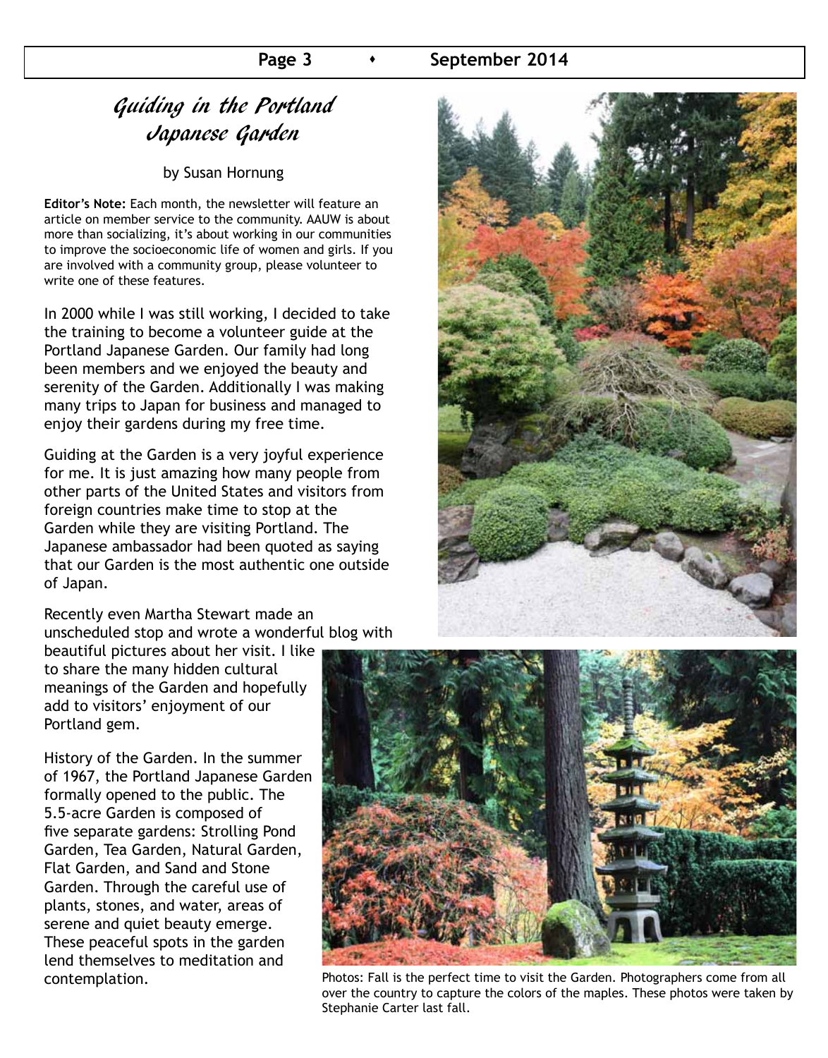# Guiding in the Portland Japanese Garden

by Susan Hornung

**Editor's Note:** Each month, the newsletter will feature an article on member service to the community. AAUW is about more than socializing, it's about working in our communities to improve the socioeconomic life of women and girls. If you are involved with a community group, please volunteer to write one of these features.

In 2000 while I was still working, I decided to take the training to become a volunteer guide at the Portland Japanese Garden. Our family had long been members and we enjoyed the beauty and serenity of the Garden. Additionally I was making many trips to Japan for business and managed to enjoy their gardens during my free time.

Guiding at the Garden is a very joyful experience for me. It is just amazing how many people from other parts of the United States and visitors from foreign countries make time to stop at the Garden while they are visiting Portland. The Japanese ambassador had been quoted as saying that our Garden is the most authentic one outside of Japan.

Recently even Martha Stewart made an unscheduled stop and wrote a wonderful blog with beautiful pictures about her visit. I like to share the many hidden cultural meanings of the Garden and hopefully add to visitors' enjoyment of our Portland gem.

History of the Garden. In the summer of 1967, the Portland Japanese Garden formally opened to the public. The 5.5-acre Garden is composed of five separate gardens: Strolling Pond Garden, Tea Garden, Natural Garden, Flat Garden, and Sand and Stone Garden. Through the careful use of plants, stones, and water, areas of serene and quiet beauty emerge. These peaceful spots in the garden lend themselves to meditation and contemplation.

Photos: Fall is the perfect time to visit the Garden. Photographers come from all over the country to capture the colors of the maples. These photos were taken by Stephanie Carter last fall.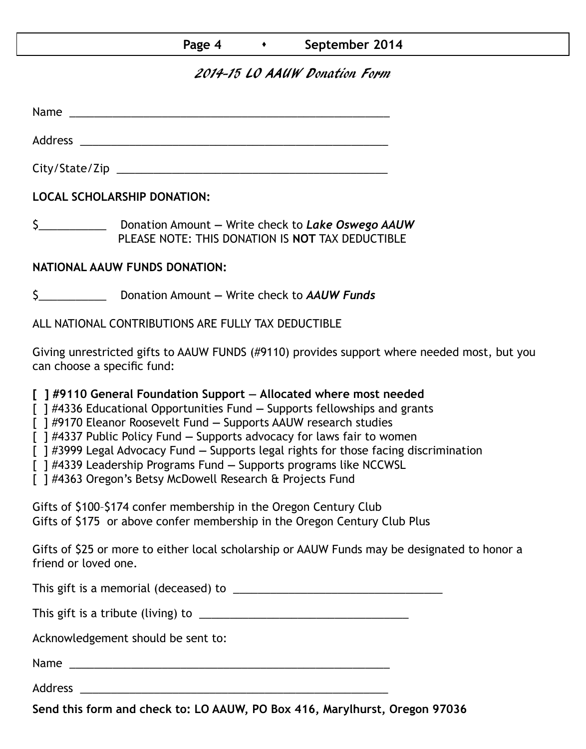## *2014–15 LO AAUW Donation Form*

Name \_\_\_\_\_\_\_\_\_\_\_\_\_\_\_\_\_\_\_\_\_\_\_\_\_\_\_\_\_\_\_\_\_\_\_\_\_\_\_\_\_\_\_\_\_\_\_\_\_\_

Address \_\_\_\_\_\_\_\_\_\_\_\_\_\_\_\_\_\_\_\_\_\_\_\_\_\_\_\_\_\_\_\_\_\_\_\_\_\_\_\_\_\_\_\_\_\_\_\_

City/State/Zip \_\_\_\_\_\_\_\_\_\_\_\_\_\_\_\_\_\_\_\_\_\_\_\_\_\_\_\_\_\_\_\_\_\_\_\_\_\_\_\_\_\_

**LOCAL SCHOLARSHIP DONATION:**

$\_\_\_\_\_\_\_\_\_\_\_ Donation Amount — Write check to ***Lake Oswego AAUW***
PLEASE NOTE: THIS DONATION IS **NOT** TAX DEDUCTIBLE

**NATIONAL AAUW FUNDS DONATION:**

$\_\_\_\_\_\_\_\_\_\_\_ Donation Amount — Write check to ***AAUW Funds***

ALL NATIONAL CONTRIBUTIONS ARE FULLY TAX DEDUCTIBLE

Giving unrestricted gifts to AAUW FUNDS (#9110) provides support where needed most, but you can choose a specific fund:

**[ ] #9110 General Foundation Support — Allocated where most needed**
[ ] #4336 Educational Opportunities Fund — Supports fellowships and grants
[ ] #9170 Eleanor Roosevelt Fund — Supports AAUW research studies
[ ] #4337 Public Policy Fund — Supports advocacy for laws fair to women
[ ] #3999 Legal Advocacy Fund — Supports legal rights for those facing discrimination
[ ] #4339 Leadership Programs Fund — Supports programs like NCCWSL
[ ] #4363 Oregon's Betsy McDowell Research & Projects Fund

Gifts of $100–$174 confer membership in the Oregon Century Club
Gifts of $175 or above confer membership in the Oregon Century Club Plus

Gifts of $25 or more to either local scholarship or AAUW Funds may be designated to honor a friend or loved one.

This gift is a memorial (deceased) to \_\_\_\_\_\_\_\_\_\_\_\_\_\_\_\_\_\_\_\_\_\_\_\_\_\_\_\_\_\_\_\_\_\_

This gift is a tribute (living) to \_\_\_\_\_\_\_\_\_\_\_\_\_\_\_\_\_\_\_\_\_\_\_\_\_\_\_\_\_\_\_\_\_\_

Acknowledgement should be sent to:

Name \_\_\_\_\_\_\_\_\_\_\_\_\_\_\_\_\_\_\_\_\_\_\_\_\_\_\_\_\_\_\_\_\_\_\_\_\_\_\_\_\_\_\_\_\_\_\_\_\_\_

Address \_\_\_\_\_\_\_\_\_\_\_\_\_\_\_\_\_\_\_\_\_\_\_\_\_\_\_\_\_\_\_\_\_\_\_\_\_\_\_\_\_\_\_\_\_\_\_\_

**Send this form and check to: LO AAUW, PO Box 416, Marylhurst, Oregon 97036**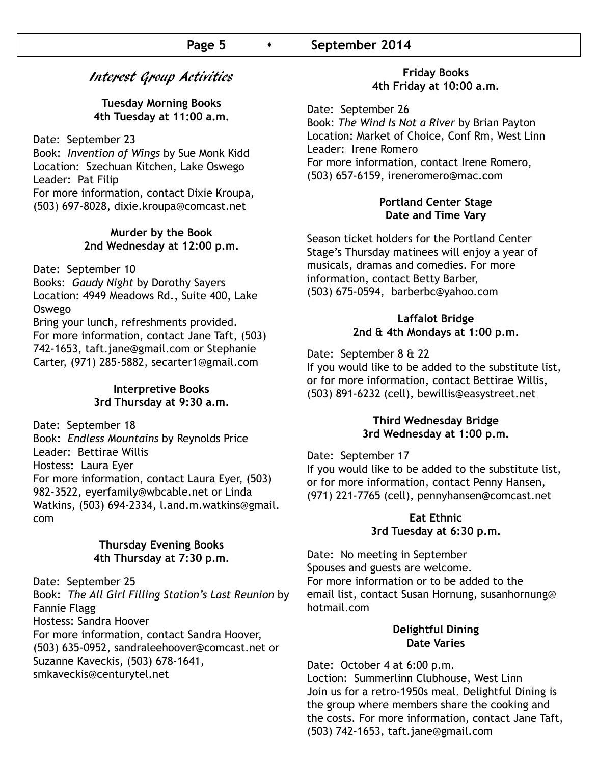## Interest Group Activities

**Tuesday Morning Books**
**4th Tuesday at 11:00 a.m.**

Date: September 23
Book: *Invention of Wings* by Sue Monk Kidd
Location: Szechuan Kitchen, Lake Oswego
Leader: Pat Filip
For more information, contact Dixie Kroupa, (503) 697-8028, dixie.kroupa@comcast.net

**Murder by the Book**
**2nd Wednesday at 12:00 p.m.**

Date: September 10
Books: *Gaudy Night* by Dorothy Sayers
Location: 4949 Meadows Rd., Suite 400, Lake Oswego
Bring your lunch, refreshments provided.
For more information, contact Jane Taft, (503) 742-1653, taft.jane@gmail.com or Stephanie Carter, (971) 285-5882, secarter1@gmail.com

**Interpretive Books**
**3rd Thursday at 9:30 a.m.**

Date: September 18
Book: *Endless Mountains* by Reynolds Price
Leader: Bettirae Willis
Hostess: Laura Eyer
For more information, contact Laura Eyer, (503) 982-3522, eyerfamily@wbcable.net or Linda Watkins, (503) 694-2334, l.and.m.watkins@gmail.com

**Thursday Evening Books**
**4th Thursday at 7:30 p.m.**

Date: September 25
Book: *The All Girl Filling Station's Last Reunion* by Fannie Flagg
Hostess: Sandra Hoover
For more information, contact Sandra Hoover, (503) 635-0952, sandraleehoover@comcast.net or Suzanne Kaveckis, (503) 678-1641, smkaveckis@centurytel.net

**Friday Books**
**4th Friday at 10:00 a.m.**

Date: September 26
Book: *The Wind Is Not a River* by Brian Payton
Location: Market of Choice, Conf Rm, West Linn
Leader: Irene Romero
For more information, contact Irene Romero, (503) 657-6159, ireneromero@mac.com

**Portland Center Stage**
**Date and Time Vary**

Season ticket holders for the Portland Center Stage's Thursday matinees will enjoy a year of musicals, dramas and comedies. For more information, contact Betty Barber, (503) 675-0594, barberbc@yahoo.com

**Laffalot Bridge**
**2nd & 4th Mondays at 1:00 p.m.**

Date: September 8 & 22
If you would like to be added to the substitute list, or for more information, contact Bettirae Willis, (503) 891-6232 (cell), bewillis@easystreet.net

**Third Wednesday Bridge**
**3rd Wednesday at 1:00 p.m.**

Date: September 17
If you would like to be added to the substitute list, or for more information, contact Penny Hansen, (971) 221-7765 (cell), pennyhansen@comcast.net

**Eat Ethnic**
**3rd Tuesday at 6:30 p.m.**

Date: No meeting in September
Spouses and guests are welcome.
For more information or to be added to the email list, contact Susan Hornung, susanhornung@hotmail.com

**Delightful Dining**
**Date Varies**

Date: October 4 at 6:00 p.m.
Loction: Summerlinn Clubhouse, West Linn
Join us for a retro-1950s meal. Delightful Dining is the group where members share the cooking and the costs. For more information, contact Jane Taft, (503) 742-1653, taft.jane@gmail.com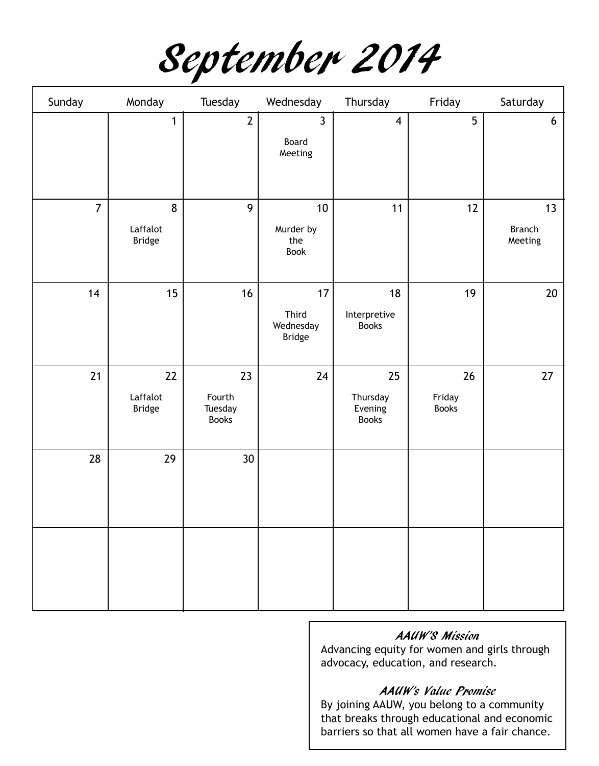# September 2014

| Sunday | Monday | Tuesday | Wednesday | Thursday | Friday | Saturday |
|---|---|---|---|---|---|---|
| | 1 | 2 | 3 Board Meeting | 4 | 5 | 6 |
| 7 | 8 Laffalot Bridge | 9 | 10 Murder by the Book | 11 | 12 | 13 Branch Meeting |
| 14 | 15 | 16 | 17 Third Wednesday Bridge | 18 Interpretive Books | 19 | 20 |
| 21 | 22 Laffalot Bridge | 23 Fourth Tuesday Books | 24 | 25 Thursday Evening Books | 26 Friday Books | 27 |
| 28 | 29 | 30 | | | | |
| | | | | | | |

*AAUW'S Mission*

Advancing equity for women and girls through advocacy, education, and research.

*AAUW's Value Promise*

By joining AAUW, you belong to a community that breaks through educational and economic barriers so that all women have a fair chance.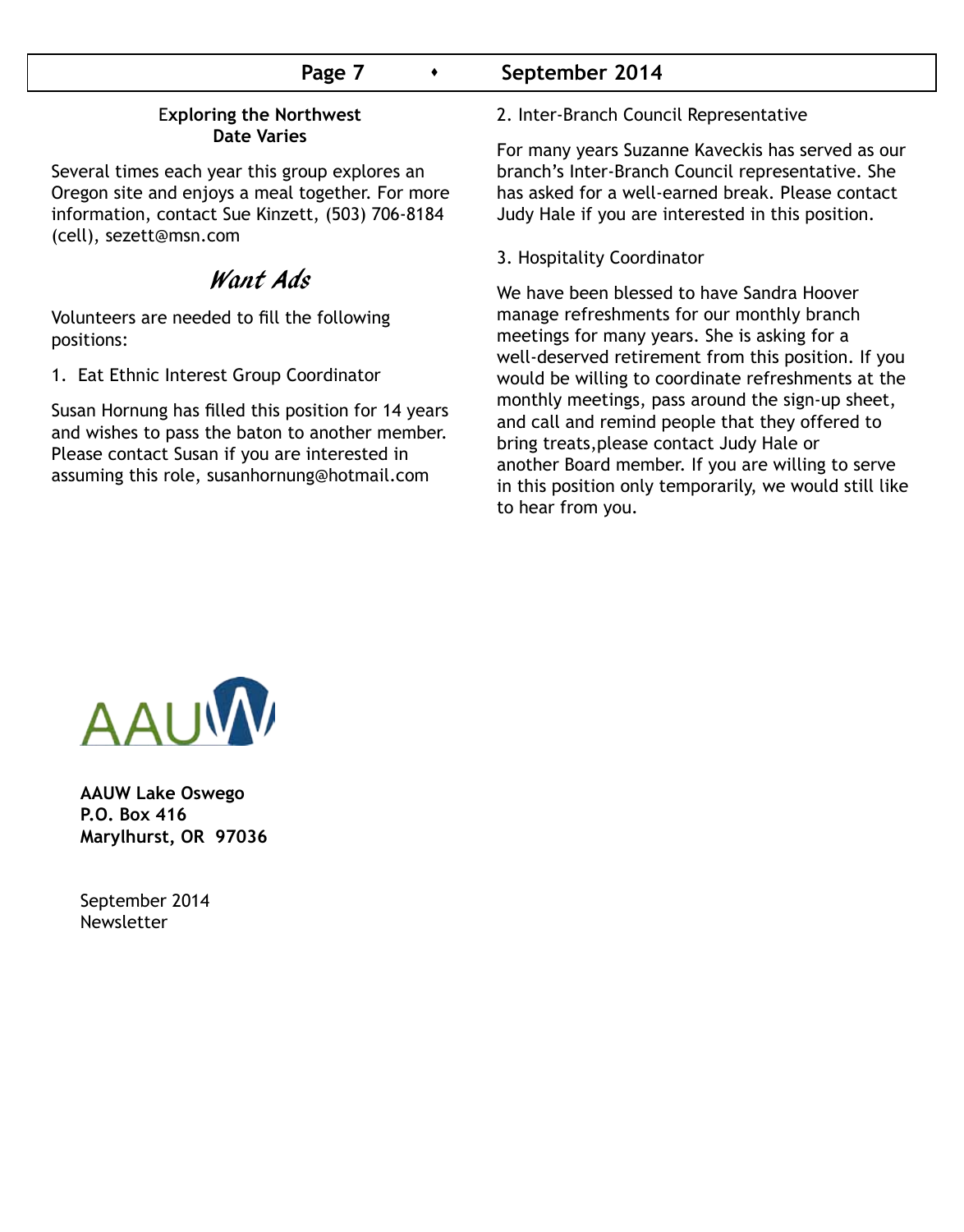**Exploring the Northwest**
**Date Varies**

Several times each year this group explores an Oregon site and enjoys a meal together. For more information, contact Sue Kinzett, (503) 706-8184 (cell), sezett@msn.com

## *Want Ads*

Volunteers are needed to fill the following positions:

1. Eat Ethnic Interest Group Coordinator

Susan Hornung has filled this position for 14 years and wishes to pass the baton to another member. Please contact Susan if you are interested in assuming this role, susanhornung@hotmail.com

2. Inter-Branch Council Representative

For many years Suzanne Kaveckis has served as our branch's Inter-Branch Council representative. She has asked for a well-earned break. Please contact Judy Hale if you are interested in this position.

3. Hospitality Coordinator

We have been blessed to have Sandra Hoover manage refreshments for our monthly branch meetings for many years. She is asking for a well-deserved retirement from this position. If you would be willing to coordinate refreshments at the monthly meetings, pass around the sign-up sheet, and call and remind people that they offered to bring treats,please contact Judy Hale or another Board member. If you are willing to serve in this position only temporarily, we would still like to hear from you.

AAUW

**AAUW Lake Oswego**
**P.O. Box 416**
**Marylhurst, OR 97036**

September 2014
Newsletter